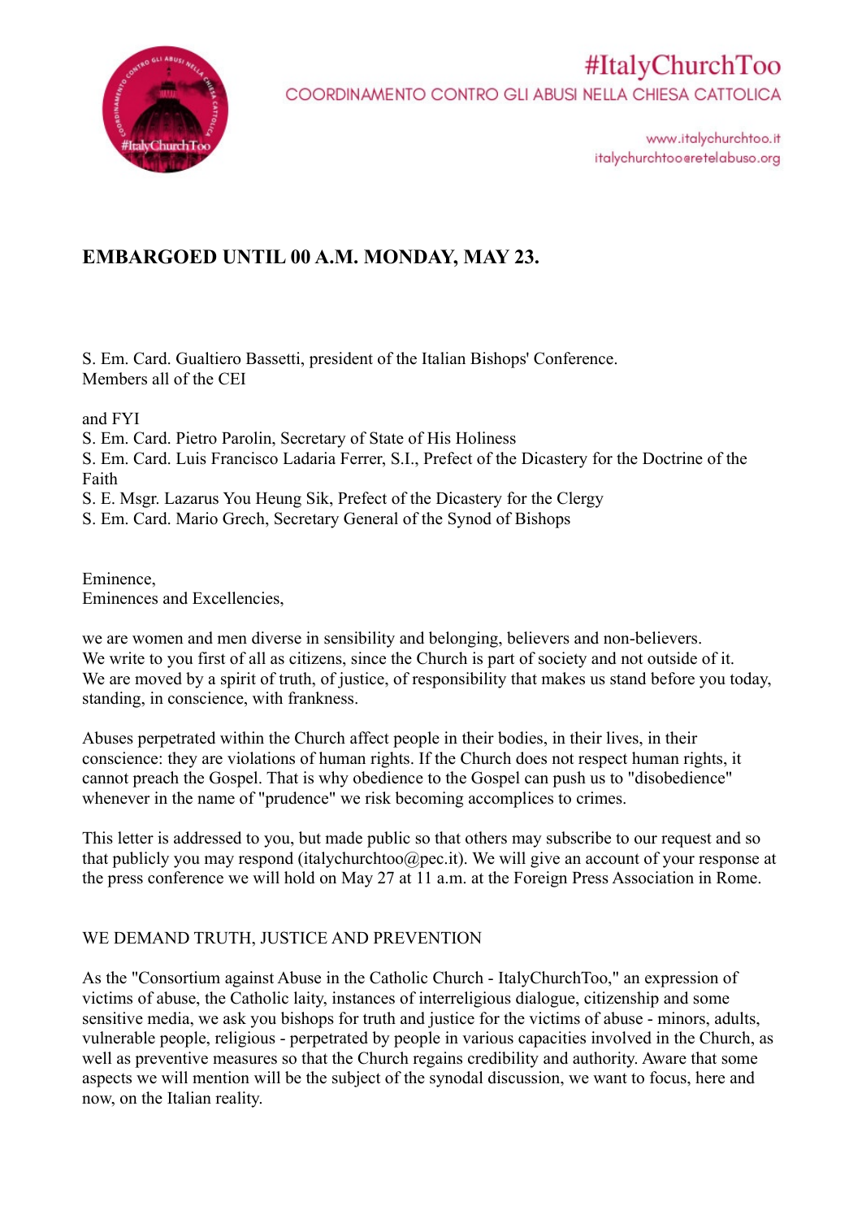#ItalyChurchToo

COORDINAMENTO CONTRO GLI ABUSI NELLA CHIESA CATTOLICA

www.italychurchtoo.it
italychurchtoo@retelabuso.org

**EMBARGOED UNTIL 00 A.M. MONDAY, MAY 23.**

S. Em. Card. Gualtiero Bassetti, president of the Italian Bishops' Conference.
Members all of the CEI

and FYI
S. Em. Card. Pietro Parolin, Secretary of State of His Holiness
S. Em. Card. Luis Francisco Ladaria Ferrer, S.I., Prefect of the Dicastery for the Doctrine of the Faith
S. E. Msgr. Lazarus You Heung Sik, Prefect of the Dicastery for the Clergy
S. Em. Card. Mario Grech, Secretary General of the Synod of Bishops

Eminence,
Eminences and Excellencies,

we are women and men diverse in sensibility and belonging, believers and non-believers. We write to you first of all as citizens, since the Church is part of society and not outside of it. We are moved by a spirit of truth, of justice, of responsibility that makes us stand before you today, standing, in conscience, with frankness.

Abuses perpetrated within the Church affect people in their bodies, in their lives, in their conscience: they are violations of human rights. If the Church does not respect human rights, it cannot preach the Gospel. That is why obedience to the Gospel can push us to "disobedience" whenever in the name of "prudence" we risk becoming accomplices to crimes.

This letter is addressed to you, but made public so that others may subscribe to our request and so that publicly you may respond (italychurchtoo@pec.it). We will give an account of your response at the press conference we will hold on May 27 at 11 a.m. at the Foreign Press Association in Rome.

WE DEMAND TRUTH, JUSTICE AND PREVENTION

As the "Consortium against Abuse in the Catholic Church - ItalyChurchToo," an expression of victims of abuse, the Catholic laity, instances of interreligious dialogue, citizenship and some sensitive media, we ask you bishops for truth and justice for the victims of abuse - minors, adults, vulnerable people, religious - perpetrated by people in various capacities involved in the Church, as well as preventive measures so that the Church regains credibility and authority. Aware that some aspects we will mention will be the subject of the synodal discussion, we want to focus, here and now, on the Italian reality.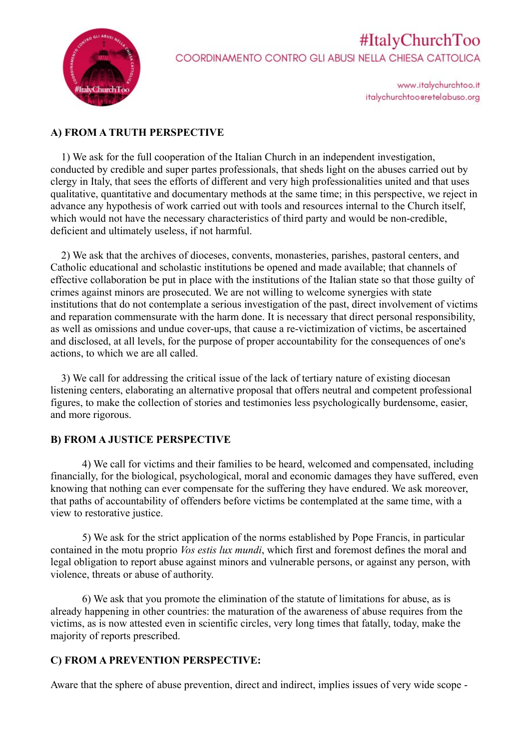## A) FROM A TRUTH PERSPECTIVE

1) We ask for the full cooperation of the Italian Church in an independent investigation, conducted by credible and super partes professionals, that sheds light on the abuses carried out by clergy in Italy, that sees the efforts of different and very high professionalities united and that uses qualitative, quantitative and documentary methods at the same time; in this perspective, we reject in advance any hypothesis of work carried out with tools and resources internal to the Church itself, which would not have the necessary characteristics of third party and would be non-credible, deficient and ultimately useless, if not harmful.

2) We ask that the archives of dioceses, convents, monasteries, parishes, pastoral centers, and Catholic educational and scholastic institutions be opened and made available; that channels of effective collaboration be put in place with the institutions of the Italian state so that those guilty of crimes against minors are prosecuted. We are not willing to welcome synergies with state institutions that do not contemplate a serious investigation of the past, direct involvement of victims and reparation commensurate with the harm done. It is necessary that direct personal responsibility, as well as omissions and undue cover-ups, that cause a re-victimization of victims, be ascertained and disclosed, at all levels, for the purpose of proper accountability for the consequences of one's actions, to which we are all called.

3) We call for addressing the critical issue of the lack of tertiary nature of existing diocesan listening centers, elaborating an alternative proposal that offers neutral and competent professional figures, to make the collection of stories and testimonies less psychologically burdensome, easier, and more rigorous.

## B) FROM A JUSTICE PERSPECTIVE

4) We call for victims and their families to be heard, welcomed and compensated, including financially, for the biological, psychological, moral and economic damages they have suffered, even knowing that nothing can ever compensate for the suffering they have endured. We ask moreover, that paths of accountability of offenders before victims be contemplated at the same time, with a view to restorative justice.

5) We ask for the strict application of the norms established by Pope Francis, in particular contained in the motu proprio *Vos estis lux mundi*, which first and foremost defines the moral and legal obligation to report abuse against minors and vulnerable persons, or against any person, with violence, threats or abuse of authority.

6) We ask that you promote the elimination of the statute of limitations for abuse, as is already happening in other countries: the maturation of the awareness of abuse requires from the victims, as is now attested even in scientific circles, very long times that fatally, today, make the majority of reports prescribed.

## C) FROM A PREVENTION PERSPECTIVE:

Aware that the sphere of abuse prevention, direct and indirect, implies issues of very wide scope -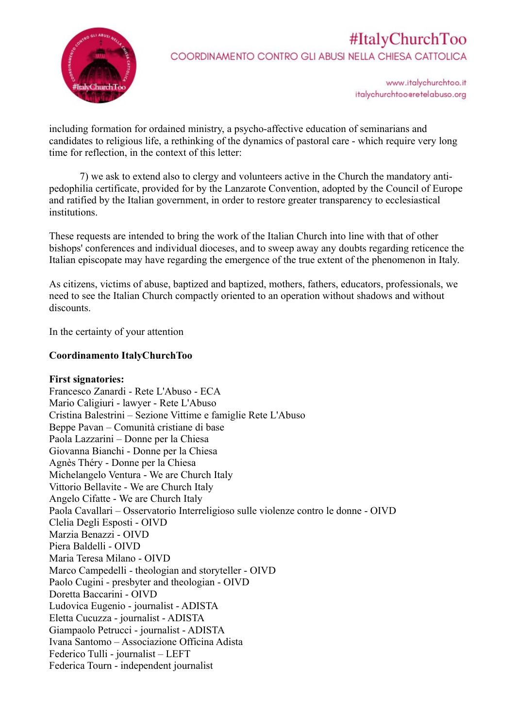including formation for ordained ministry, a psycho-affective education of seminarians and candidates to religious life, a rethinking of the dynamics of pastoral care - which require very long time for reflection, in the context of this letter:

7) we ask to extend also to clergy and volunteers active in the Church the mandatory anti-pedophilia certificate, provided for by the Lanzarote Convention, adopted by the Council of Europe and ratified by the Italian government, in order to restore greater transparency to ecclesiastical institutions.

These requests are intended to bring the work of the Italian Church into line with that of other bishops' conferences and individual dioceses, and to sweep away any doubts regarding reticence the Italian episcopate may have regarding the emergence of the true extent of the phenomenon in Italy.

As citizens, victims of abuse, baptized and baptized, mothers, fathers, educators, professionals, we need to see the Italian Church compactly oriented to an operation without shadows and without discounts.

In the certainty of your attention

**Coordinamento ItalyChurchToo**

**First signatories:**
Francesco Zanardi - Rete L'Abuso - ECA
Mario Caligiuri - lawyer - Rete L'Abuso
Cristina Balestrini – Sezione Vittime e famiglie Rete L'Abuso
Beppe Pavan – Comunità cristiane di base
Paola Lazzarini – Donne per la Chiesa
Giovanna Bianchi - Donne per la Chiesa
Agnès Théry - Donne per la Chiesa
Michelangelo Ventura - We are Church Italy
Vittorio Bellavite - We are Church Italy
Angelo Cifatte - We are Church Italy
Paola Cavallari – Osservatorio Interreligioso sulle violenze contro le donne - OIVD
Clelia Degli Esposti - OIVD
Marzia Benazzi - OIVD
Piera Baldelli - OIVD
Maria Teresa Milano - OIVD
Marco Campedelli - theologian and storyteller - OIVD
Paolo Cugini - presbyter and theologian - OIVD
Doretta Baccarini - OIVD
Ludovica Eugenio - journalist - ADISTA
Eletta Cucuzza - journalist - ADISTA
Giampaolo Petrucci - journalist - ADISTA
Ivana Santomo – Associazione Officina Adista
Federico Tulli - journalist – LEFT
Federica Tourn - independent journalist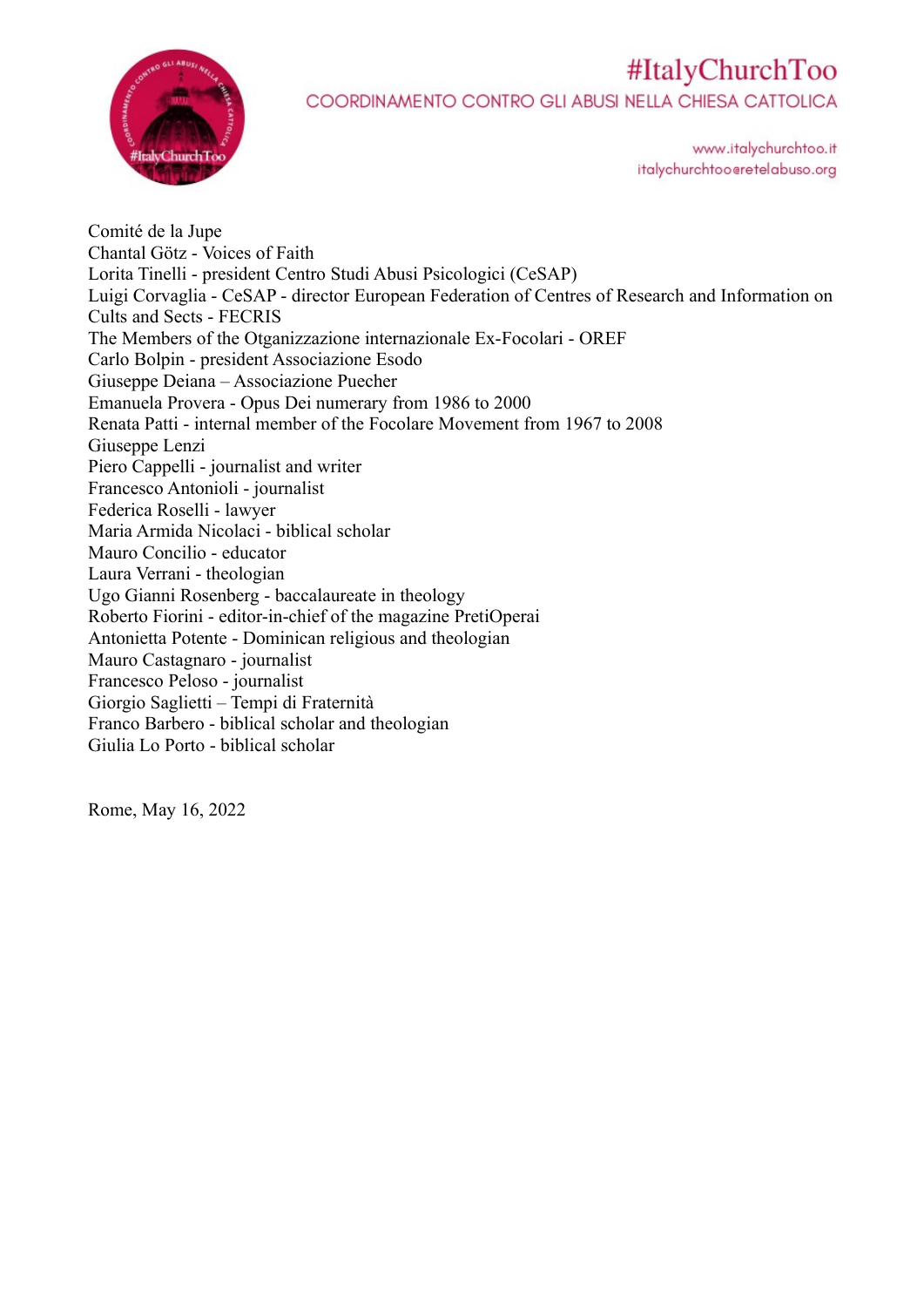Comité de la Jupe
Chantal Götz - Voices of Faith
Lorita Tinelli - president Centro Studi Abusi Psicologici (CeSAP)
Luigi Corvaglia - CeSAP - director European Federation of Centres of Research and Information on Cults and Sects - FECRIS
The Members of the Otganizzazione internazionale Ex-Focolari - OREF
Carlo Bolpin - president Associazione Esodo
Giuseppe Deiana – Associazione Puecher
Emanuela Provera - Opus Dei numerary from 1986 to 2000
Renata Patti - internal member of the Focolare Movement from 1967 to 2008
Giuseppe Lenzi
Piero Cappelli - journalist and writer
Francesco Antonioli - journalist
Federica Roselli - lawyer
Maria Armida Nicolaci - biblical scholar
Mauro Concilio - educator
Laura Verrani - theologian
Ugo Gianni Rosenberg - baccalaureate in theology
Roberto Fiorini - editor-in-chief of the magazine PretiOperai
Antonietta Potente - Dominican religious and theologian
Mauro Castagnaro - journalist
Francesco Peloso - journalist
Giorgio Saglietti – Tempi di Fraternità
Franco Barbero - biblical scholar and theologian
Giulia Lo Porto - biblical scholar

Rome, May 16, 2022